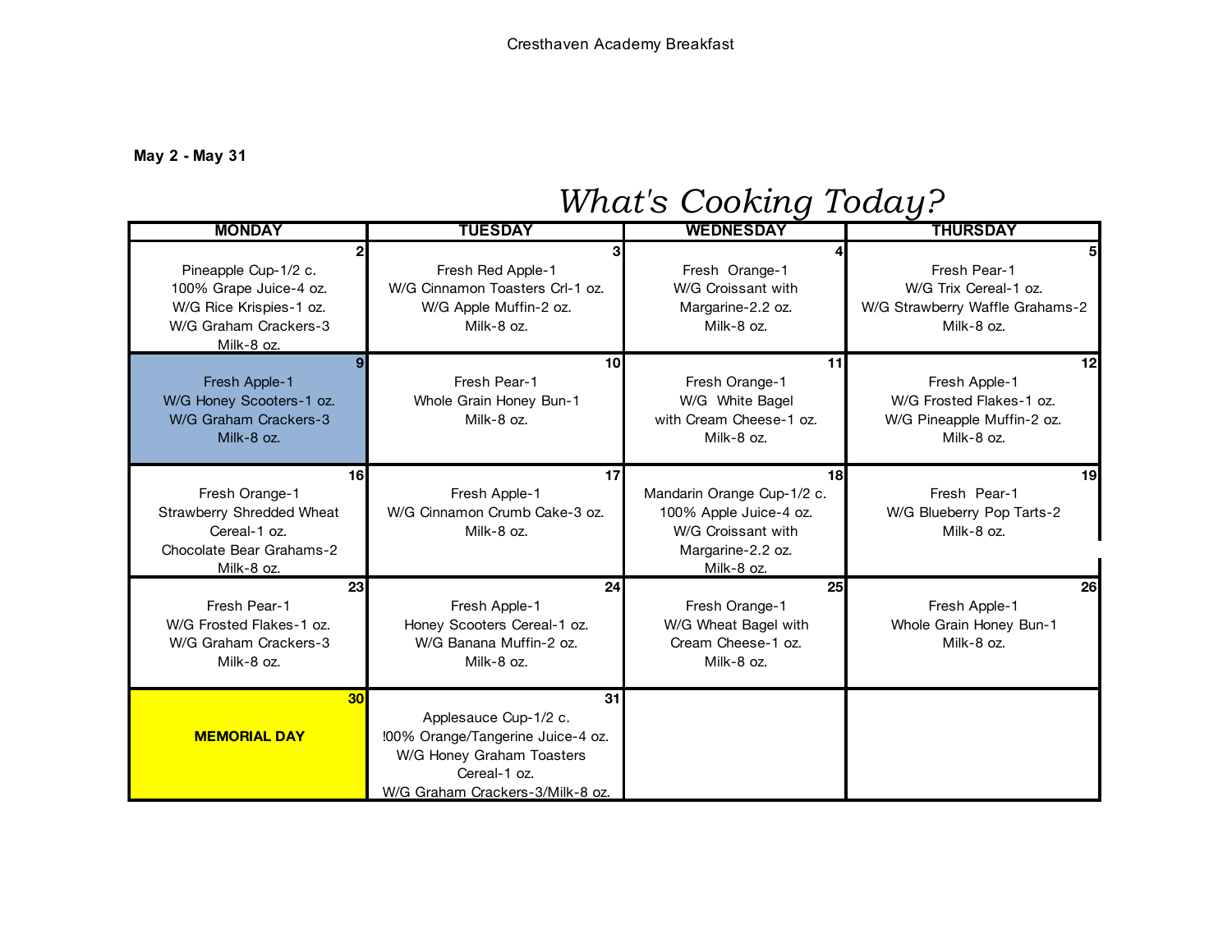Cresthaven Academy Breakfast

**May 2 - May 31**

# *What's Cooking Today?*

| MONDAY | TUESDAY | WEDNESDAY | THURSDAY |
|---|---|---|---|
| **2**<br>Pineapple Cup-1/2 c.<br>100% Grape Juice-4 oz.<br>W/G Rice Krispies-1 oz.<br>W/G Graham Crackers-3<br>Milk-8 oz. | **3**<br>Fresh Red Apple-1<br>W/G Cinnamon Toasters Crl-1 oz.<br>W/G Apple Muffin-2 oz.<br>Milk-8 oz. | **4**<br>Fresh Orange-1<br>W/G Croissant with<br>Margarine-2.2 oz.<br>Milk-8 oz. | **5**<br>Fresh Pear-1<br>W/G Trix Cereal-1 oz.<br>W/G Strawberry Waffle Grahams-2<br>Milk-8 oz. |
| **9**<br>Fresh Apple-1<br>W/G Honey Scooters-1 oz.<br>W/G Graham Crackers-3<br>Milk-8 oz. | **10**<br>Fresh Pear-1<br>Whole Grain Honey Bun-1<br>Milk-8 oz. | **11**<br>Fresh Orange-1<br>W/G White Bagel<br>with Cream Cheese-1 oz.<br>Milk-8 oz. | **12**<br>Fresh Apple-1<br>W/G Frosted Flakes-1 oz.<br>W/G Pineapple Muffin-2 oz.<br>Milk-8 oz. |
| **16**<br>Fresh Orange-1<br>Strawberry Shredded Wheat<br>Cereal-1 oz.<br>Chocolate Bear Grahams-2<br>Milk-8 oz. | **17**<br>Fresh Apple-1<br>W/G Cinnamon Crumb Cake-3 oz.<br>Milk-8 oz. | **18**<br>Mandarin Orange Cup-1/2 c.<br>100% Apple Juice-4 oz.<br>W/G Croissant with<br>Margarine-2.2 oz.<br>Milk-8 oz. | **19**<br>Fresh Pear-1<br>W/G Blueberry Pop Tarts-2<br>Milk-8 oz. |
| **23**<br>Fresh Pear-1<br>W/G Frosted Flakes-1 oz.<br>W/G Graham Crackers-3<br>Milk-8 oz. | **24**<br>Fresh Apple-1<br>Honey Scooters Cereal-1 oz.<br>W/G Banana Muffin-2 oz.<br>Milk-8 oz. | **25**<br>Fresh Orange-1<br>W/G Wheat Bagel with<br>Cream Cheese-1 oz.<br>Milk-8 oz. | **26**<br>Fresh Apple-1<br>Whole Grain Honey Bun-1<br>Milk-8 oz. |
| **30**<br>**MEMORIAL DAY** | **31**<br>Applesauce Cup-1/2 c.<br>!00% Orange/Tangerine Juice-4 oz.<br>W/G Honey Graham Toasters<br>Cereal-1 oz.<br>W/G Graham Crackers-3/Milk-8 oz. | | |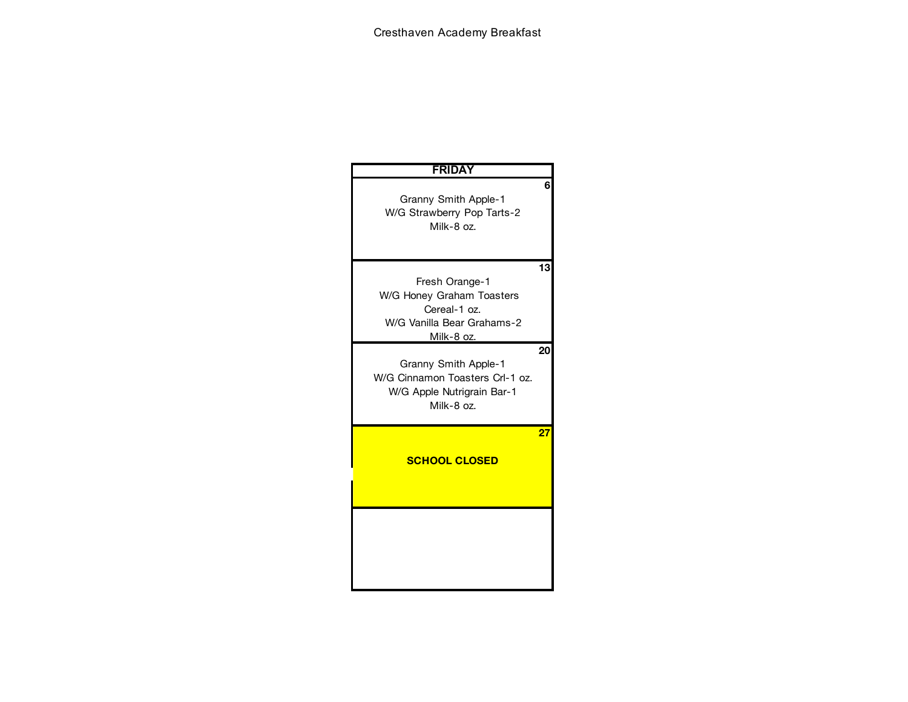Cresthaven Academy Breakfast

| FRIDAY |
| --- |
| **6**<br>Granny Smith Apple-1<br>W/G Strawberry Pop Tarts-2<br>Milk-8 oz. |
| **13**<br>Fresh Orange-1<br>W/G Honey Graham Toasters Cereal-1 oz.<br>W/G Vanilla Bear Grahams-2<br>Milk-8 oz. |
| **20**<br>Granny Smith Apple-1<br>W/G Cinnamon Toasters Crl-1 oz.<br>W/G Apple Nutrigrain Bar-1<br>Milk-8 oz. |
| **27**<br>**SCHOOL CLOSED** |
| |